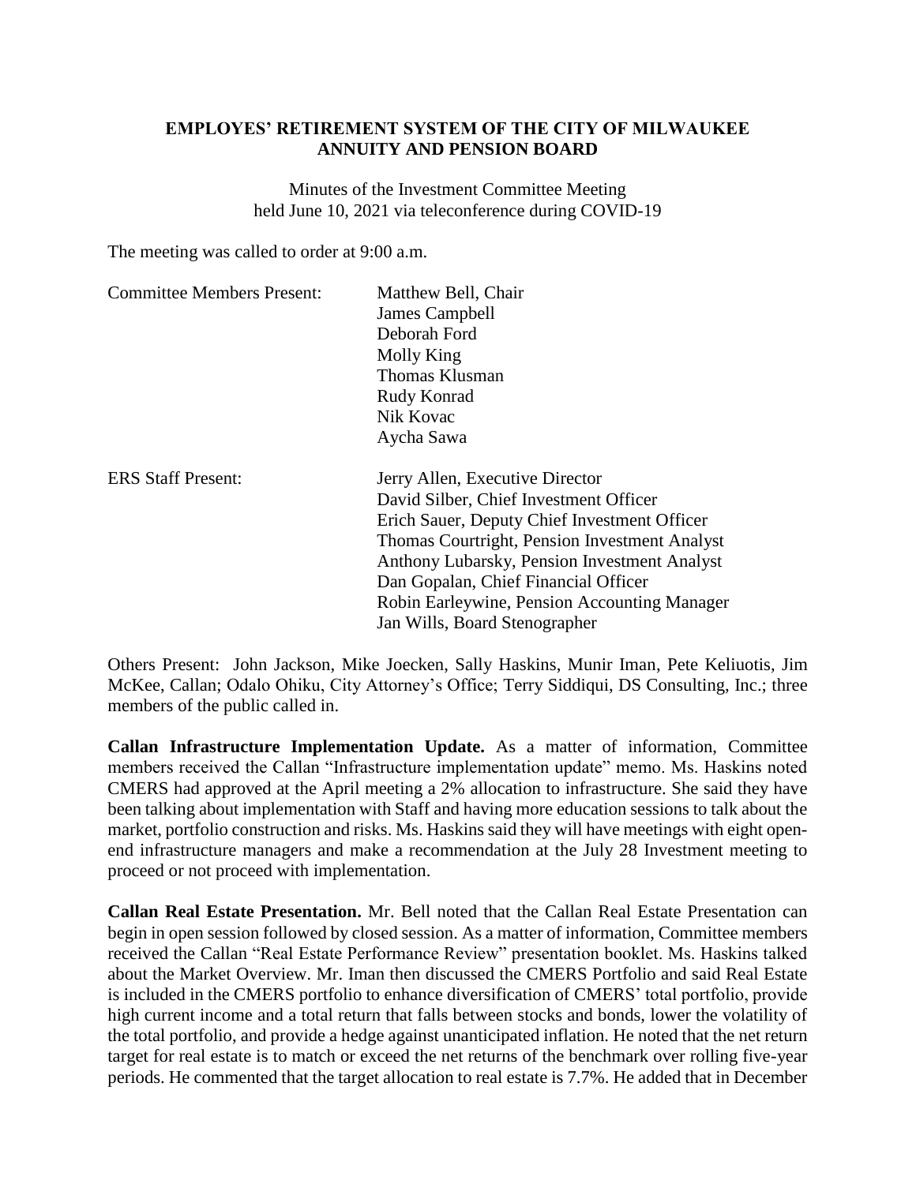**EMPLOYES' RETIREMENT SYSTEM OF THE CITY OF MILWAUKEE**
**ANNUITY AND PENSION BOARD**

Minutes of the Investment Committee Meeting
held June 10, 2021 via teleconference during COVID-19

The meeting was called to order at 9:00 a.m.

| | |
|---|---|
| Committee Members Present: | Matthew Bell, Chair<br>James Campbell<br>Deborah Ford<br>Molly King<br>Thomas Klusman<br>Rudy Konrad<br>Nik Kovac<br>Aycha Sawa |
| ERS Staff Present: | Jerry Allen, Executive Director<br>David Silber, Chief Investment Officer<br>Erich Sauer, Deputy Chief Investment Officer<br>Thomas Courtright, Pension Investment Analyst<br>Anthony Lubarsky, Pension Investment Analyst<br>Dan Gopalan, Chief Financial Officer<br>Robin Earleywine, Pension Accounting Manager<br>Jan Wills, Board Stenographer |

Others Present: John Jackson, Mike Joecken, Sally Haskins, Munir Iman, Pete Keliuotis, Jim McKee, Callan; Odalo Ohiku, City Attorney's Office; Terry Siddiqui, DS Consulting, Inc.; three members of the public called in.

**Callan Infrastructure Implementation Update.** As a matter of information, Committee members received the Callan "Infrastructure implementation update" memo. Ms. Haskins noted CMERS had approved at the April meeting a 2% allocation to infrastructure. She said they have been talking about implementation with Staff and having more education sessions to talk about the market, portfolio construction and risks. Ms. Haskins said they will have meetings with eight open-end infrastructure managers and make a recommendation at the July 28 Investment meeting to proceed or not proceed with implementation.

**Callan Real Estate Presentation.** Mr. Bell noted that the Callan Real Estate Presentation can begin in open session followed by closed session. As a matter of information, Committee members received the Callan "Real Estate Performance Review" presentation booklet. Ms. Haskins talked about the Market Overview. Mr. Iman then discussed the CMERS Portfolio and said Real Estate is included in the CMERS portfolio to enhance diversification of CMERS' total portfolio, provide high current income and a total return that falls between stocks and bonds, lower the volatility of the total portfolio, and provide a hedge against unanticipated inflation. He noted that the net return target for real estate is to match or exceed the net returns of the benchmark over rolling five-year periods. He commented that the target allocation to real estate is 7.7%. He added that in December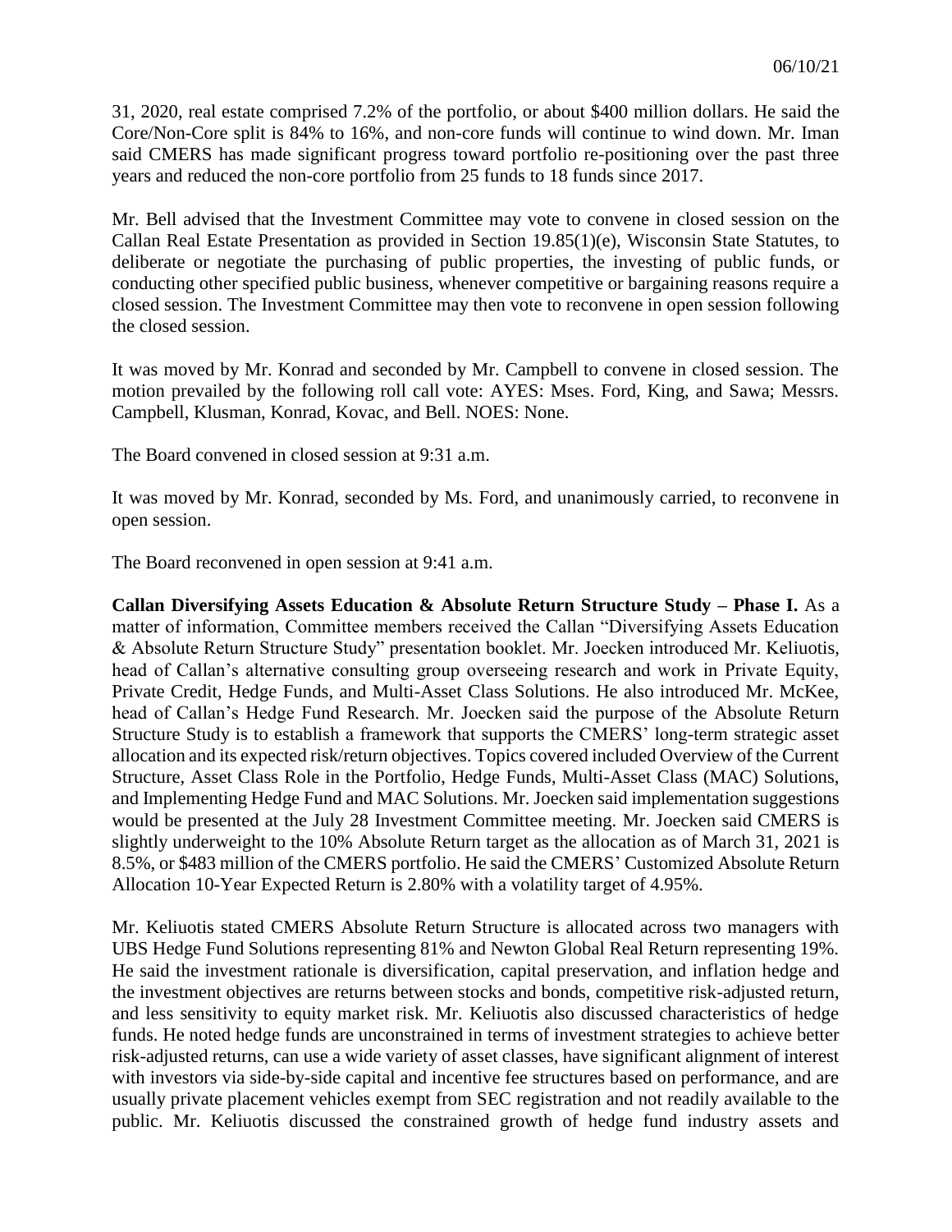31, 2020, real estate comprised 7.2% of the portfolio, or about $400 million dollars. He said the Core/Non-Core split is 84% to 16%, and non-core funds will continue to wind down. Mr. Iman said CMERS has made significant progress toward portfolio re-positioning over the past three years and reduced the non-core portfolio from 25 funds to 18 funds since 2017.

Mr. Bell advised that the Investment Committee may vote to convene in closed session on the Callan Real Estate Presentation as provided in Section 19.85(1)(e), Wisconsin State Statutes, to deliberate or negotiate the purchasing of public properties, the investing of public funds, or conducting other specified public business, whenever competitive or bargaining reasons require a closed session. The Investment Committee may then vote to reconvene in open session following the closed session.

It was moved by Mr. Konrad and seconded by Mr. Campbell to convene in closed session. The motion prevailed by the following roll call vote: AYES: Mses. Ford, King, and Sawa; Messrs. Campbell, Klusman, Konrad, Kovac, and Bell. NOES: None.

The Board convened in closed session at 9:31 a.m.

It was moved by Mr. Konrad, seconded by Ms. Ford, and unanimously carried, to reconvene in open session.

The Board reconvened in open session at 9:41 a.m.

**Callan Diversifying Assets Education & Absolute Return Structure Study – Phase I.** As a matter of information, Committee members received the Callan "Diversifying Assets Education & Absolute Return Structure Study" presentation booklet. Mr. Joecken introduced Mr. Keliuotis, head of Callan's alternative consulting group overseeing research and work in Private Equity, Private Credit, Hedge Funds, and Multi-Asset Class Solutions. He also introduced Mr. McKee, head of Callan's Hedge Fund Research. Mr. Joecken said the purpose of the Absolute Return Structure Study is to establish a framework that supports the CMERS' long-term strategic asset allocation and its expected risk/return objectives. Topics covered included Overview of the Current Structure, Asset Class Role in the Portfolio, Hedge Funds, Multi-Asset Class (MAC) Solutions, and Implementing Hedge Fund and MAC Solutions. Mr. Joecken said implementation suggestions would be presented at the July 28 Investment Committee meeting. Mr. Joecken said CMERS is slightly underweight to the 10% Absolute Return target as the allocation as of March 31, 2021 is 8.5%, or $483 million of the CMERS portfolio. He said the CMERS' Customized Absolute Return Allocation 10-Year Expected Return is 2.80% with a volatility target of 4.95%.

Mr. Keliuotis stated CMERS Absolute Return Structure is allocated across two managers with UBS Hedge Fund Solutions representing 81% and Newton Global Real Return representing 19%. He said the investment rationale is diversification, capital preservation, and inflation hedge and the investment objectives are returns between stocks and bonds, competitive risk-adjusted return, and less sensitivity to equity market risk. Mr. Keliuotis also discussed characteristics of hedge funds. He noted hedge funds are unconstrained in terms of investment strategies to achieve better risk-adjusted returns, can use a wide variety of asset classes, have significant alignment of interest with investors via side-by-side capital and incentive fee structures based on performance, and are usually private placement vehicles exempt from SEC registration and not readily available to the public. Mr. Keliuotis discussed the constrained growth of hedge fund industry assets and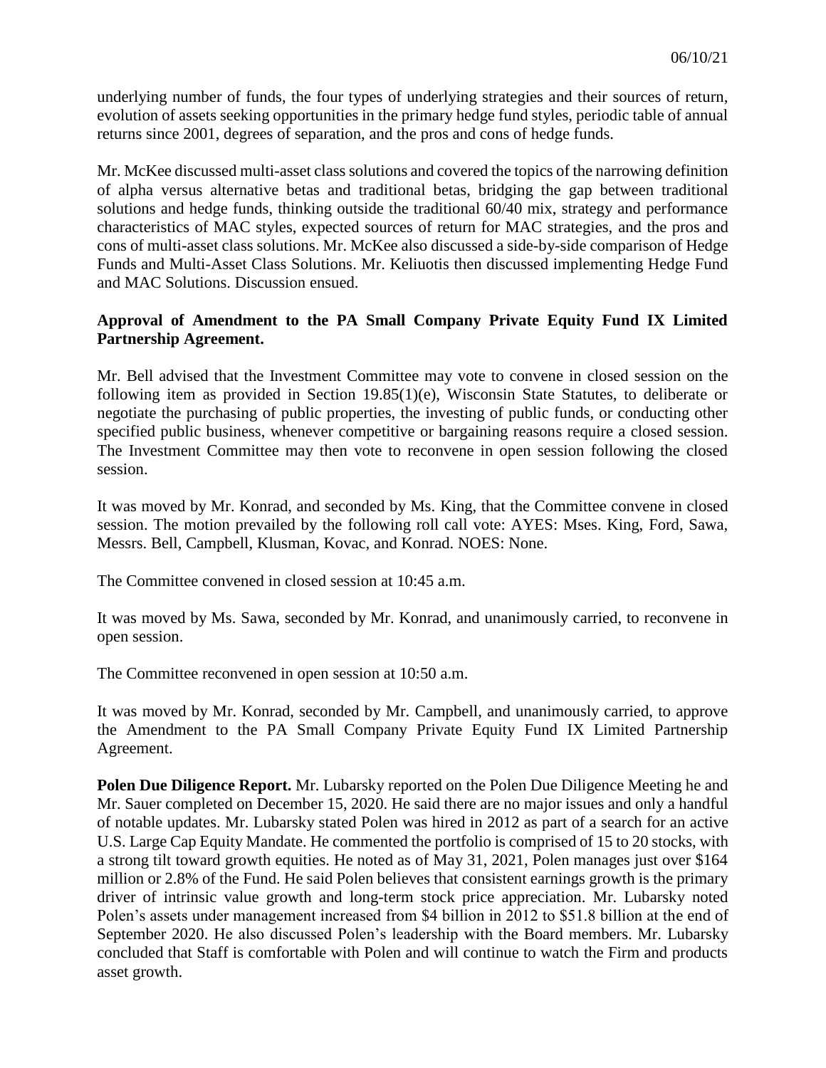underlying number of funds, the four types of underlying strategies and their sources of return, evolution of assets seeking opportunities in the primary hedge fund styles, periodic table of annual returns since 2001, degrees of separation, and the pros and cons of hedge funds.

Mr. McKee discussed multi-asset class solutions and covered the topics of the narrowing definition of alpha versus alternative betas and traditional betas, bridging the gap between traditional solutions and hedge funds, thinking outside the traditional 60/40 mix, strategy and performance characteristics of MAC styles, expected sources of return for MAC strategies, and the pros and cons of multi-asset class solutions. Mr. McKee also discussed a side-by-side comparison of Hedge Funds and Multi-Asset Class Solutions. Mr. Keliuotis then discussed implementing Hedge Fund and MAC Solutions. Discussion ensued.

**Approval of Amendment to the PA Small Company Private Equity Fund IX Limited Partnership Agreement.**

Mr. Bell advised that the Investment Committee may vote to convene in closed session on the following item as provided in Section 19.85(1)(e), Wisconsin State Statutes, to deliberate or negotiate the purchasing of public properties, the investing of public funds, or conducting other specified public business, whenever competitive or bargaining reasons require a closed session. The Investment Committee may then vote to reconvene in open session following the closed session.

It was moved by Mr. Konrad, and seconded by Ms. King, that the Committee convene in closed session. The motion prevailed by the following roll call vote: AYES: Mses. King, Ford, Sawa, Messrs. Bell, Campbell, Klusman, Kovac, and Konrad. NOES: None.

The Committee convened in closed session at 10:45 a.m.

It was moved by Ms. Sawa, seconded by Mr. Konrad, and unanimously carried, to reconvene in open session.

The Committee reconvened in open session at 10:50 a.m.

It was moved by Mr. Konrad, seconded by Mr. Campbell, and unanimously carried, to approve the Amendment to the PA Small Company Private Equity Fund IX Limited Partnership Agreement.

**Polen Due Diligence Report.** Mr. Lubarsky reported on the Polen Due Diligence Meeting he and Mr. Sauer completed on December 15, 2020. He said there are no major issues and only a handful of notable updates. Mr. Lubarsky stated Polen was hired in 2012 as part of a search for an active U.S. Large Cap Equity Mandate. He commented the portfolio is comprised of 15 to 20 stocks, with a strong tilt toward growth equities. He noted as of May 31, 2021, Polen manages just over $164 million or 2.8% of the Fund. He said Polen believes that consistent earnings growth is the primary driver of intrinsic value growth and long-term stock price appreciation. Mr. Lubarsky noted Polen's assets under management increased from $4 billion in 2012 to $51.8 billion at the end of September 2020. He also discussed Polen's leadership with the Board members. Mr. Lubarsky concluded that Staff is comfortable with Polen and will continue to watch the Firm and products asset growth.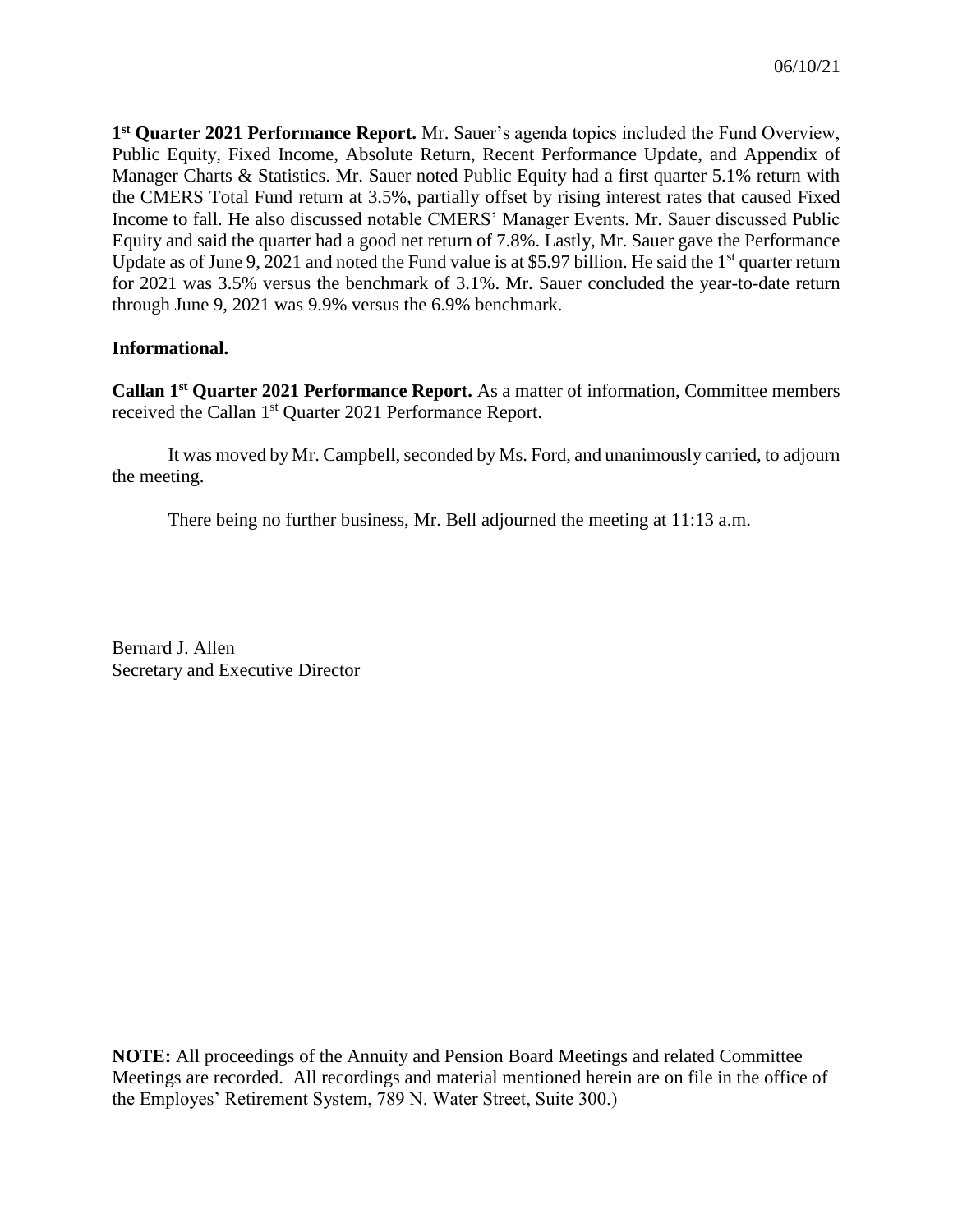**1st Quarter 2021 Performance Report.** Mr. Sauer's agenda topics included the Fund Overview, Public Equity, Fixed Income, Absolute Return, Recent Performance Update, and Appendix of Manager Charts & Statistics. Mr. Sauer noted Public Equity had a first quarter 5.1% return with the CMERS Total Fund return at 3.5%, partially offset by rising interest rates that caused Fixed Income to fall. He also discussed notable CMERS' Manager Events. Mr. Sauer discussed Public Equity and said the quarter had a good net return of 7.8%. Lastly, Mr. Sauer gave the Performance Update as of June 9, 2021 and noted the Fund value is at $5.97 billion. He said the 1st quarter return for 2021 was 3.5% versus the benchmark of 3.1%. Mr. Sauer concluded the year-to-date return through June 9, 2021 was 9.9% versus the 6.9% benchmark.

**Informational.**

**Callan 1st Quarter 2021 Performance Report.** As a matter of information, Committee members received the Callan 1st Quarter 2021 Performance Report.

It was moved by Mr. Campbell, seconded by Ms. Ford, and unanimously carried, to adjourn the meeting.

There being no further business, Mr. Bell adjourned the meeting at 11:13 a.m.

Bernard J. Allen
Secretary and Executive Director

**NOTE:** All proceedings of the Annuity and Pension Board Meetings and related Committee Meetings are recorded. All recordings and material mentioned herein are on file in the office of the Employes' Retirement System, 789 N. Water Street, Suite 300.)